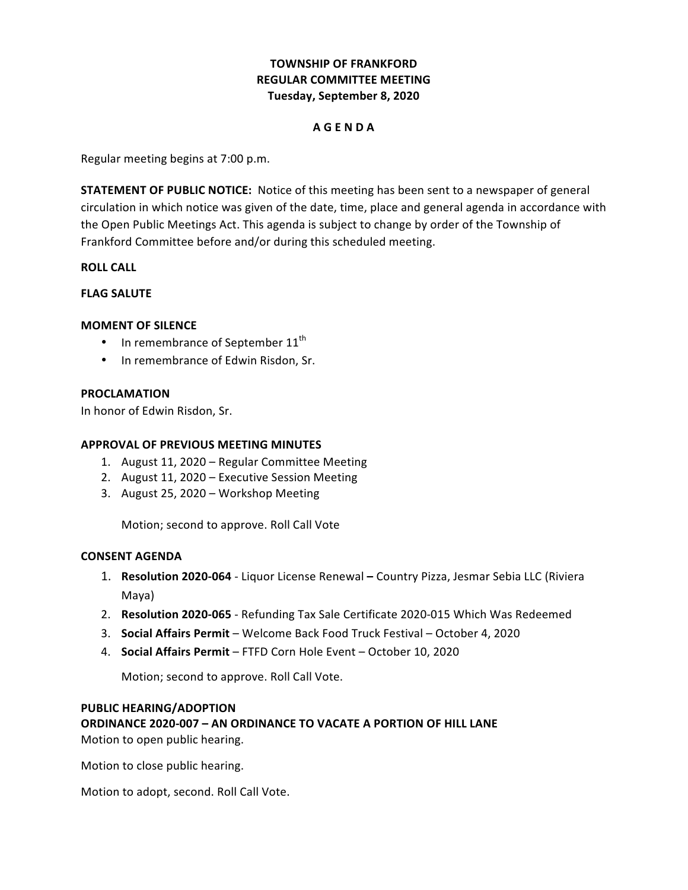# TOWNSHIP OF FRANKFORD
## REGULAR COMMITTEE MEETING
### Tuesday, September 8, 2020

**A G E N D A**

Regular meeting begins at 7:00 p.m.

**STATEMENT OF PUBLIC NOTICE:** Notice of this meeting has been sent to a newspaper of general circulation in which notice was given of the date, time, place and general agenda in accordance with the Open Public Meetings Act. This agenda is subject to change by order of the Township of Frankford Committee before and/or during this scheduled meeting.

**ROLL CALL**

**FLAG SALUTE**

**MOMENT OF SILENCE**

- In remembrance of September 11th
- In remembrance of Edwin Risdon, Sr.

**PROCLAMATION**

In honor of Edwin Risdon, Sr.

**APPROVAL OF PREVIOUS MEETING MINUTES**

1. August 11, 2020 – Regular Committee Meeting
2. August 11, 2020 – Executive Session Meeting
3. August 25, 2020 – Workshop Meeting

   Motion; second to approve. Roll Call Vote

**CONSENT AGENDA**

1. **Resolution 2020-064** - Liquor License Renewal **–** Country Pizza, Jesmar Sebia LLC (Riviera Maya)
2. **Resolution 2020-065** - Refunding Tax Sale Certificate 2020-015 Which Was Redeemed
3. **Social Affairs Permit** – Welcome Back Food Truck Festival – October 4, 2020
4. **Social Affairs Permit** – FTFD Corn Hole Event – October 10, 2020

   Motion; second to approve. Roll Call Vote.

**PUBLIC HEARING/ADOPTION**

**ORDINANCE 2020-007 – AN ORDINANCE TO VACATE A PORTION OF HILL LANE**

Motion to open public hearing.

Motion to close public hearing.

Motion to adopt, second. Roll Call Vote.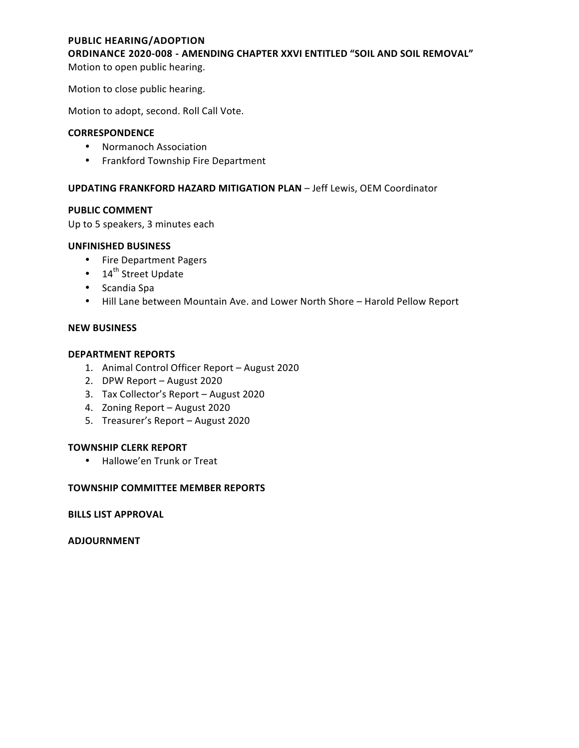**PUBLIC HEARING/ADOPTION**

**ORDINANCE 2020-008 - AMENDING CHAPTER XXVI ENTITLED "SOIL AND SOIL REMOVAL"**

Motion to open public hearing.

Motion to close public hearing.

Motion to adopt, second. Roll Call Vote.

**CORRESPONDENCE**

- Normanoch Association
- Frankford Township Fire Department

**UPDATING FRANKFORD HAZARD MITIGATION PLAN** – Jeff Lewis, OEM Coordinator

**PUBLIC COMMENT**

Up to 5 speakers, 3 minutes each

**UNFINISHED BUSINESS**

- Fire Department Pagers
- 14th Street Update
- Scandia Spa
- Hill Lane between Mountain Ave. and Lower North Shore – Harold Pellow Report

**NEW BUSINESS**

**DEPARTMENT REPORTS**

1. Animal Control Officer Report – August 2020
2. DPW Report – August 2020
3. Tax Collector's Report – August 2020
4. Zoning Report – August 2020
5. Treasurer's Report – August 2020

**TOWNSHIP CLERK REPORT**

- Hallowe'en Trunk or Treat

**TOWNSHIP COMMITTEE MEMBER REPORTS**

**BILLS LIST APPROVAL**

**ADJOURNMENT**